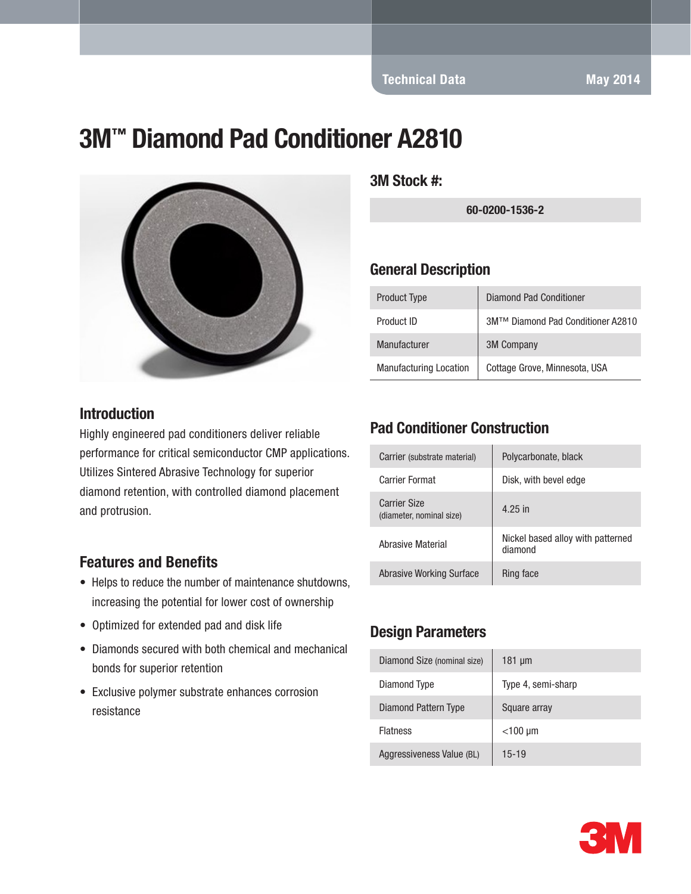Technical Data — May 2014

# 3M™ Diamond Pad Conditioner A2810

## 3M Stock #:

| 60-0200-1536-2 |
|---|

## General Description

| | |
|---|---|
| Product Type | Diamond Pad Conditioner |
| Product ID | 3M™ Diamond Pad Conditioner A2810 |
| Manufacturer | 3M Company |
| Manufacturing Location | Cottage Grove, Minnesota, USA |

## Introduction

Highly engineered pad conditioners deliver reliable performance for critical semiconductor CMP applications. Utilizes Sintered Abrasive Technology for superior diamond retention, with controlled diamond placement and protrusion.

## Features and Benefits

- Helps to reduce the number of maintenance shutdowns, increasing the potential for lower cost of ownership
- Optimized for extended pad and disk life
- Diamonds secured with both chemical and mechanical bonds for superior retention
- Exclusive polymer substrate enhances corrosion resistance

## Pad Conditioner Construction

| | |
|---|---|
| Carrier (substrate material) | Polycarbonate, black |
| Carrier Format | Disk, with bevel edge |
| Carrier Size (diameter, nominal size) | 4.25 in |
| Abrasive Material | Nickel based alloy with patterned diamond |
| Abrasive Working Surface | Ring face |

## Design Parameters

| | |
|---|---|
| Diamond Size (nominal size) | 181 µm |
| Diamond Type | Type 4, semi-sharp |
| Diamond Pattern Type | Square array |
| Flatness | <100 µm |
| Aggressiveness Value (BL) | 15-19 |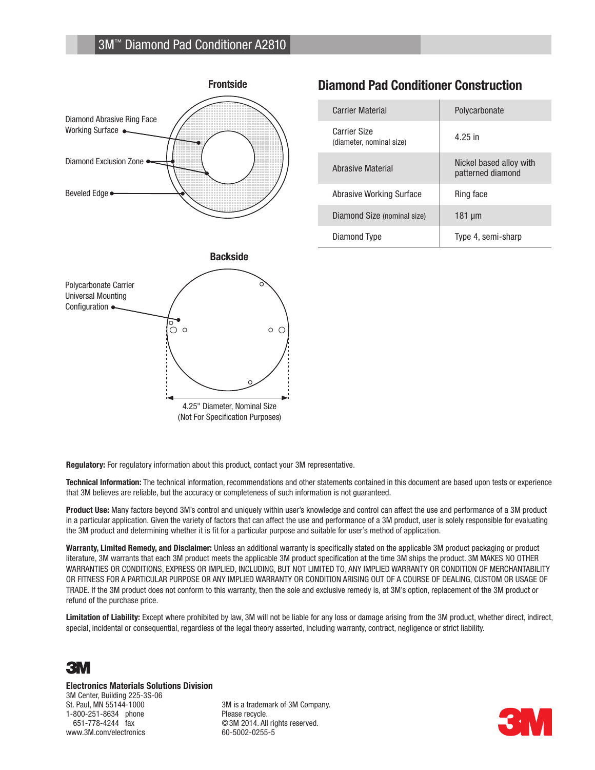# 3M™ Diamond Pad Conditioner A2810

**Frontside**

Diamond Abrasive Ring Face Working Surface

Diamond Exclusion Zone

Beveled Edge

**Backside**

Polycarbonate Carrier Universal Mounting Configuration

4.25" Diameter, Nominal Size (Not For Specification Purposes)

## Diamond Pad Conditioner Construction

| | |
|---|---|
| Carrier Material | Polycarbonate |
| Carrier Size (diameter, nominal size) | 4.25 in |
| Abrasive Material | Nickel based alloy with patterned diamond |
| Abrasive Working Surface | Ring face |
| Diamond Size (nominal size) | 181 µm |
| Diamond Type | Type 4, semi-sharp |

**Regulatory:** For regulatory information about this product, contact your 3M representative.

**Technical Information:** The technical information, recommendations and other statements contained in this document are based upon tests or experience that 3M believes are reliable, but the accuracy or completeness of such information is not guaranteed.

**Product Use:** Many factors beyond 3M's control and uniquely within user's knowledge and control can affect the use and performance of a 3M product in a particular application. Given the variety of factors that can affect the use and performance of a 3M product, user is solely responsible for evaluating the 3M product and determining whether it is fit for a particular purpose and suitable for user's method of application.

**Warranty, Limited Remedy, and Disclaimer:** Unless an additional warranty is specifically stated on the applicable 3M product packaging or product literature, 3M warrants that each 3M product meets the applicable 3M product specification at the time 3M ships the product. 3M MAKES NO OTHER WARRANTIES OR CONDITIONS, EXPRESS OR IMPLIED, INCLUDING, BUT NOT LIMITED TO, ANY IMPLIED WARRANTY OR CONDITION OF MERCHANTABILITY OR FITNESS FOR A PARTICULAR PURPOSE OR ANY IMPLIED WARRANTY OR CONDITION ARISING OUT OF A COURSE OF DEALING, CUSTOM OR USAGE OF TRADE. If the 3M product does not conform to this warranty, then the sole and exclusive remedy is, at 3M's option, replacement of the 3M product or refund of the purchase price.

**Limitation of Liability:** Except where prohibited by law, 3M will not be liable for any loss or damage arising from the 3M product, whether direct, indirect, special, incidental or consequential, regardless of the legal theory asserted, including warranty, contract, negligence or strict liability.

3M

**Electronics Materials Solutions Division**
3M Center, Building 225-3S-06
St. Paul, MN 55144-1000
1-800-251-8634 phone
651-778-4244 fax
www.3M.com/electronics

3M is a trademark of 3M Company.
Please recycle.
© 3M 2014. All rights reserved.
60-5002-0255-5